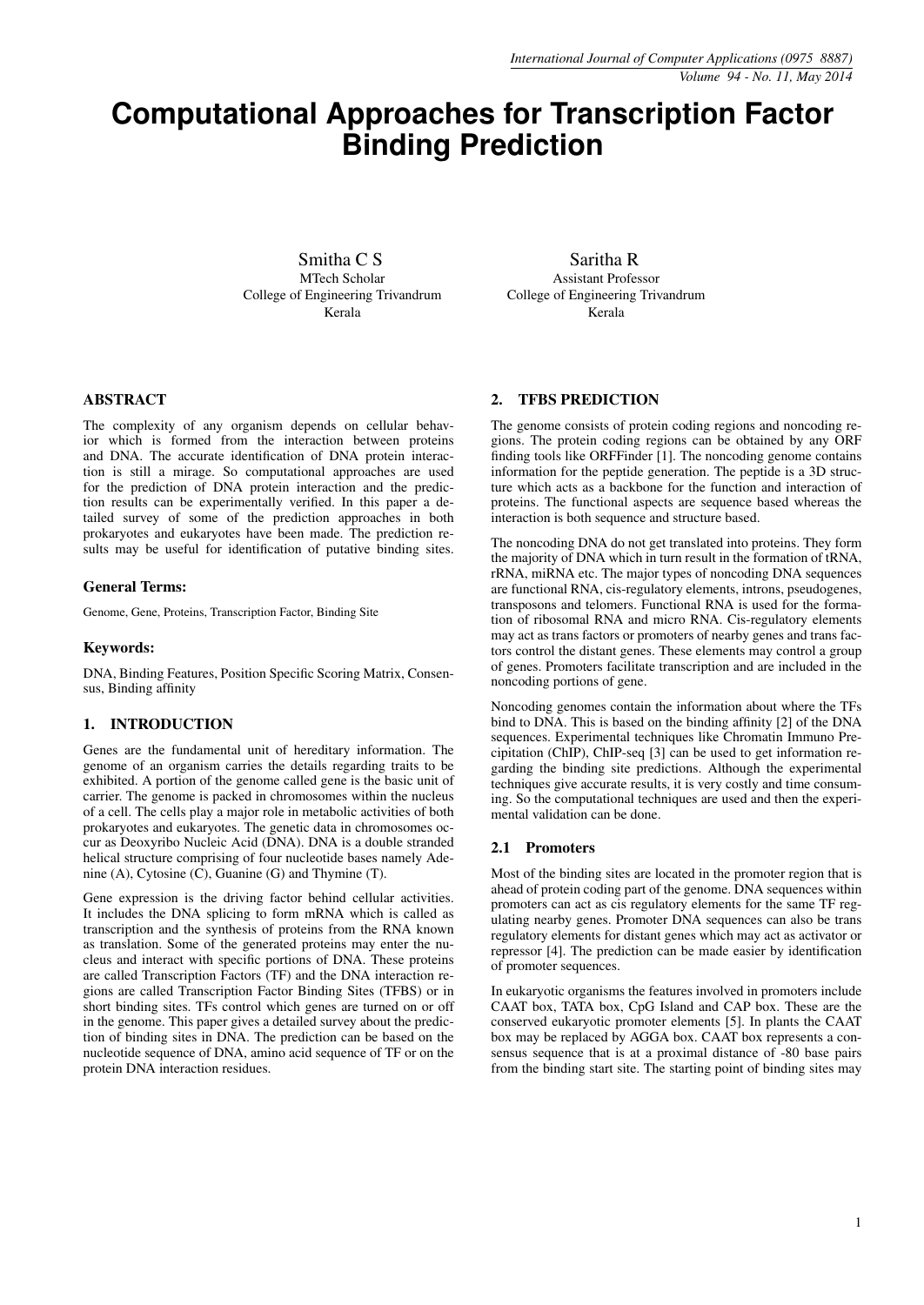# Computational Approaches for Transcription Factor Binding Prediction

Smitha C S
MTech Scholar
College of Engineering Trivandrum
Kerala

Saritha R
Assistant Professor
College of Engineering Trivandrum
Kerala

## ABSTRACT

The complexity of any organism depends on cellular behavior which is formed from the interaction between proteins and DNA. The accurate identification of DNA protein interaction is still a mirage. So computational approaches are used for the prediction of DNA protein interaction and the prediction results can be experimentally verified. In this paper a detailed survey of some of the prediction approaches in both prokaryotes and eukaryotes have been made. The prediction results may be useful for identification of putative binding sites.

### General Terms:

Genome, Gene, Proteins, Transcription Factor, Binding Site

### Keywords:

DNA, Binding Features, Position Specific Scoring Matrix, Consensus, Binding affinity

## 1. INTRODUCTION

Genes are the fundamental unit of hereditary information. The genome of an organism carries the details regarding traits to be exhibited. A portion of the genome called gene is the basic unit of carrier. The genome is packed in chromosomes within the nucleus of a cell. The cells play a major role in metabolic activities of both prokaryotes and eukaryotes. The genetic data in chromosomes occur as Deoxyribo Nucleic Acid (DNA). DNA is a double stranded helical structure comprising of four nucleotide bases namely Adenine (A), Cytosine (C), Guanine (G) and Thymine (T).

Gene expression is the driving factor behind cellular activities. It includes the DNA splicing to form mRNA which is called as transcription and the synthesis of proteins from the RNA known as translation. Some of the generated proteins may enter the nucleus and interact with specific portions of DNA. These proteins are called Transcription Factors (TF) and the DNA interaction regions are called Transcription Factor Binding Sites (TFBS) or in short binding sites. TFs control which genes are turned on or off in the genome. This paper gives a detailed survey about the prediction of binding sites in DNA. The prediction can be based on the nucleotide sequence of DNA, amino acid sequence of TF or on the protein DNA interaction residues.

## 2. TFBS PREDICTION

The genome consists of protein coding regions and noncoding regions. The protein coding regions can be obtained by any ORF finding tools like ORFFinder [1]. The noncoding genome contains information for the peptide generation. The peptide is a 3D structure which acts as a backbone for the function and interaction of proteins. The functional aspects are sequence based whereas the interaction is both sequence and structure based.

The noncoding DNA do not get translated into proteins. They form the majority of DNA which in turn result in the formation of tRNA, rRNA, miRNA etc. The major types of noncoding DNA sequences are functional RNA, cis-regulatory elements, introns, pseudogenes, transposons and telomers. Functional RNA is used for the formation of ribosomal RNA and micro RNA. Cis-regulatory elements may act as trans factors or promoters of nearby genes and trans factors control the distant genes. These elements may control a group of genes. Promoters facilitate transcription and are included in the noncoding portions of gene.

Noncoding genomes contain the information about where the TFs bind to DNA. This is based on the binding affinity [2] of the DNA sequences. Experimental techniques like Chromatin Immuno Precipitation (ChIP), ChIP-seq [3] can be used to get information regarding the binding site predictions. Although the experimental techniques give accurate results, it is very costly and time consuming. So the computational techniques are used and then the experimental validation can be done.

### 2.1 Promoters

Most of the binding sites are located in the promoter region that is ahead of protein coding part of the genome. DNA sequences within promoters can act as cis regulatory elements for the same TF regulating nearby genes. Promoter DNA sequences can also be trans regulatory elements for distant genes which may act as activator or repressor [4]. The prediction can be made easier by identification of promoter sequences.

In eukaryotic organisms the features involved in promoters include CAAT box, TATA box, CpG Island and CAP box. These are the conserved eukaryotic promoter elements [5]. In plants the CAAT box may be replaced by AGGA box. CAAT box represents a consensus sequence that is at a proximal distance of -80 base pairs from the binding start site. The starting point of binding sites may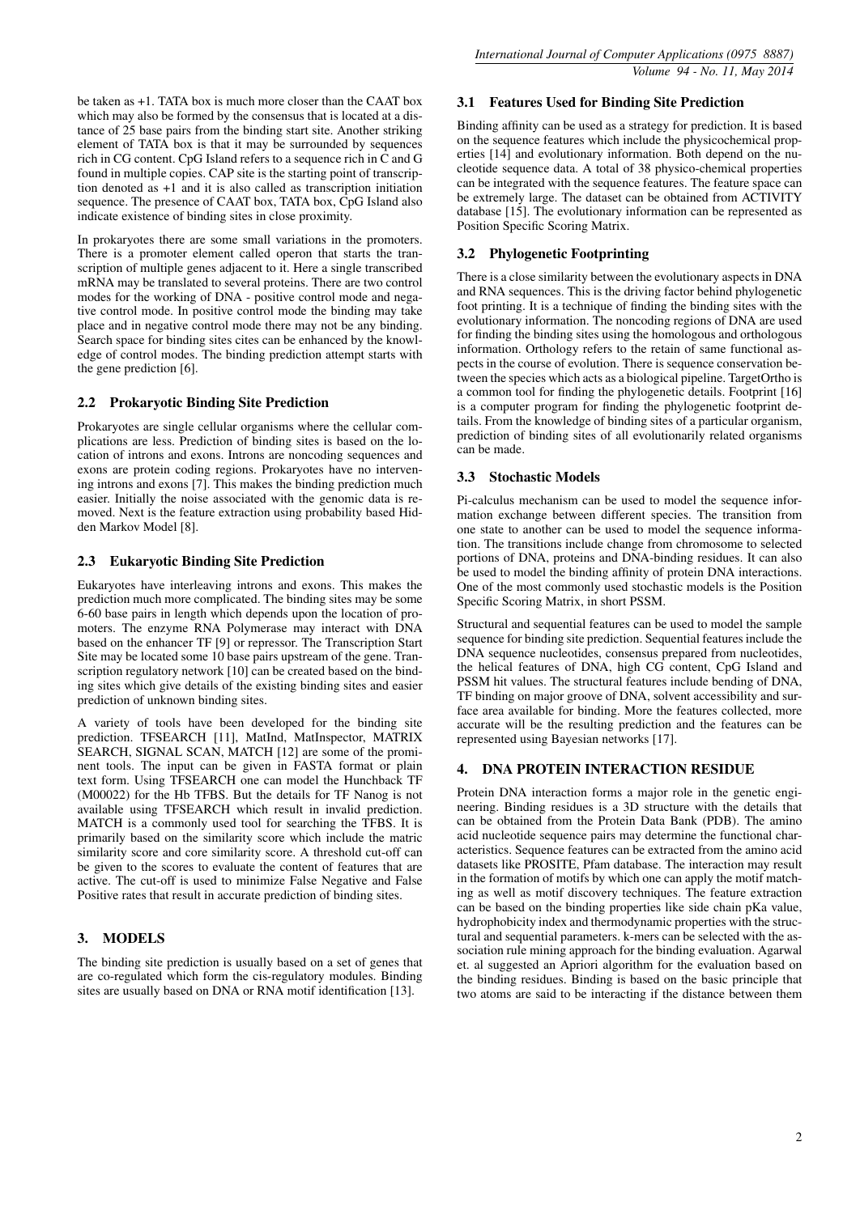be taken as +1. TATA box is much more closer than the CAAT box which may also be formed by the consensus that is located at a distance of 25 base pairs from the binding start site. Another striking element of TATA box is that it may be surrounded by sequences rich in CG content. CpG Island refers to a sequence rich in C and G found in multiple copies. CAP site is the starting point of transcription denoted as +1 and it is also called as transcription initiation sequence. The presence of CAAT box, TATA box, CpG Island also indicate existence of binding sites in close proximity.

In prokaryotes there are some small variations in the promoters. There is a promoter element called operon that starts the transcription of multiple genes adjacent to it. Here a single transcribed mRNA may be translated to several proteins. There are two control modes for the working of DNA - positive control mode and negative control mode. In positive control mode the binding may take place and in negative control mode there may not be any binding. Search space for binding sites cites can be enhanced by the knowledge of control modes. The binding prediction attempt starts with the gene prediction [6].

### 2.2 Prokaryotic Binding Site Prediction

Prokaryotes are single cellular organisms where the cellular complications are less. Prediction of binding sites is based on the location of introns and exons. Introns are noncoding sequences and exons are protein coding regions. Prokaryotes have no intervening introns and exons [7]. This makes the binding prediction much easier. Initially the noise associated with the genomic data is removed. Next is the feature extraction using probability based Hidden Markov Model [8].

### 2.3 Eukaryotic Binding Site Prediction

Eukaryotes have interleaving introns and exons. This makes the prediction much more complicated. The binding sites may be some 6-60 base pairs in length which depends upon the location of promoters. The enzyme RNA Polymerase may interact with DNA based on the enhancer TF [9] or repressor. The Transcription Start Site may be located some 10 base pairs upstream of the gene. Transcription regulatory network [10] can be created based on the binding sites which give details of the existing binding sites and easier prediction of unknown binding sites.

A variety of tools have been developed for the binding site prediction. TFSEARCH [11], MatInd, MatInspector, MATRIX SEARCH, SIGNAL SCAN, MATCH [12] are some of the prominent tools. The input can be given in FASTA format or plain text form. Using TFSEARCH one can model the Hunchback TF (M00022) for the Hb TFBS. But the details for TF Nanog is not available using TFSEARCH which result in invalid prediction. MATCH is a commonly used tool for searching the TFBS. It is primarily based on the similarity score which include the matric similarity score and core similarity score. A threshold cut-off can be given to the scores to evaluate the content of features that are active. The cut-off is used to minimize False Negative and False Positive rates that result in accurate prediction of binding sites.

## 3. MODELS

The binding site prediction is usually based on a set of genes that are co-regulated which form the cis-regulatory modules. Binding sites are usually based on DNA or RNA motif identification [13].

### 3.1 Features Used for Binding Site Prediction

Binding affinity can be used as a strategy for prediction. It is based on the sequence features which include the physicochemical properties [14] and evolutionary information. Both depend on the nucleotide sequence data. A total of 38 physico-chemical properties can be integrated with the sequence features. The feature space can be extremely large. The dataset can be obtained from ACTIVITY database [15]. The evolutionary information can be represented as Position Specific Scoring Matrix.

### 3.2 Phylogenetic Footprinting

There is a close similarity between the evolutionary aspects in DNA and RNA sequences. This is the driving factor behind phylogenetic foot printing. It is a technique of finding the binding sites with the evolutionary information. The noncoding regions of DNA are used for finding the binding sites using the homologous and orthologous information. Orthology refers to the retain of same functional aspects in the course of evolution. There is sequence conservation between the species which acts as a biological pipeline. TargetOrtho is a common tool for finding the phylogenetic details. Footprint [16] is a computer program for finding the phylogenetic footprint details. From the knowledge of binding sites of a particular organism, prediction of binding sites of all evolutionarily related organisms can be made.

### 3.3 Stochastic Models

Pi-calculus mechanism can be used to model the sequence information exchange between different species. The transition from one state to another can be used to model the sequence information. The transitions include change from chromosome to selected portions of DNA, proteins and DNA-binding residues. It can also be used to model the binding affinity of protein DNA interactions. One of the most commonly used stochastic models is the Position Specific Scoring Matrix, in short PSSM.

Structural and sequential features can be used to model the sample sequence for binding site prediction. Sequential features include the DNA sequence nucleotides, consensus prepared from nucleotides, the helical features of DNA, high CG content, CpG Island and PSSM hit values. The structural features include bending of DNA, TF binding on major groove of DNA, solvent accessibility and surface area available for binding. More the features collected, more accurate will be the resulting prediction and the features can be represented using Bayesian networks [17].

## 4. DNA PROTEIN INTERACTION RESIDUE

Protein DNA interaction forms a major role in the genetic engineering. Binding residues is a 3D structure with the details that can be obtained from the Protein Data Bank (PDB). The amino acid nucleotide sequence pairs may determine the functional characteristics. Sequence features can be extracted from the amino acid datasets like PROSITE, Pfam database. The interaction may result in the formation of motifs by which one can apply the motif matching as well as motif discovery techniques. The feature extraction can be based on the binding properties like side chain pKa value, hydrophobicity index and thermodynamic properties with the structural and sequential parameters. k-mers can be selected with the association rule mining approach for the binding evaluation. Agarwal et. al suggested an Apriori algorithm for the evaluation based on the binding residues. Binding is based on the basic principle that two atoms are said to be interacting if the distance between them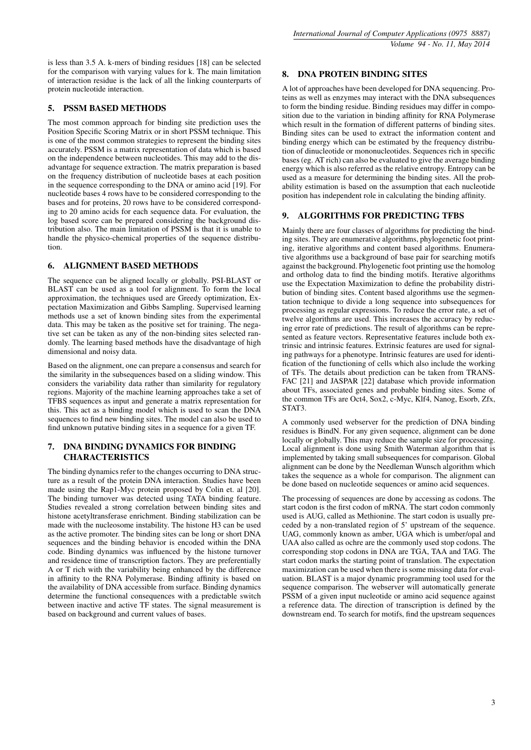is less than 3.5 A. k-mers of binding residues [18] can be selected for the comparison with varying values for k. The main limitation of interaction residue is the lack of all the linking counterparts of protein nucleotide interaction.

## 5. PSSM BASED METHODS

The most common approach for binding site prediction uses the Position Specific Scoring Matrix or in short PSSM technique. This is one of the most common strategies to represent the binding sites accurately. PSSM is a matrix representation of data which is based on the independence between nucleotides. This may add to the disadvantage for sequence extraction. The matrix preparation is based on the frequency distribution of nucleotide bases at each position in the sequence corresponding to the DNA or amino acid [19]. For nucleotide bases 4 rows have to be considered corresponding to the bases and for proteins, 20 rows have to be considered corresponding to 20 amino acids for each sequence data. For evaluation, the log based score can be prepared considering the background distribution also. The main limitation of PSSM is that it is unable to handle the physico-chemical properties of the sequence distribution.

## 6. ALIGNMENT BASED METHODS

The sequence can be aligned locally or globally. PSI-BLAST or BLAST can be used as a tool for alignment. To form the local approximation, the techniques used are Greedy optimization, Expectation Maximization and Gibbs Sampling. Supervised learning methods use a set of known binding sites from the experimental data. This may be taken as the positive set for training. The negative set can be taken as any of the non-binding sites selected randomly. The learning based methods have the disadvantage of high dimensional and noisy data.

Based on the alignment, one can prepare a consensus and search for the similarity in the subsequences based on a sliding window. This considers the variability data rather than similarity for regulatory regions. Majority of the machine learning approaches take a set of TFBS sequences as input and generate a matrix representation for this. This act as a binding model which is used to scan the DNA sequences to find new binding sites. The model can also be used to find unknown putative binding sites in a sequence for a given TF.

## 7. DNA BINDING DYNAMICS FOR BINDING CHARACTERISTICS

The binding dynamics refer to the changes occurring to DNA structure as a result of the protein DNA interaction. Studies have been made using the Rap1-Myc protein proposed by Colin et. al [20]. The binding turnover was detected using TATA binding feature. Studies revealed a strong correlation between binding sites and histone acetyltransferase enrichment. Binding stabilization can be made with the nucleosome instability. The histone H3 can be used as the active promoter. The binding sites can be long or short DNA sequences and the binding behavior is encoded within the DNA code. Binding dynamics was influenced by the histone turnover and residence time of transcription factors. They are preferentially A or T rich with the variability being enhanced by the difference in affinity to the RNA Polymerase. Binding affinity is based on the availability of DNA accessible from surface. Binding dynamics determine the functional consequences with a predictable switch between inactive and active TF states. The signal measurement is based on background and current values of bases.

## 8. DNA PROTEIN BINDING SITES

A lot of approaches have been developed for DNA sequencing. Proteins as well as enzymes may interact with the DNA subsequences to form the binding residue. Binding residues may differ in composition due to the variation in binding affinity for RNA Polymerase which result in the formation of different patterns of binding sites. Binding sites can be used to extract the information content and binding energy which can be estimated by the frequency distribution of dinucleotide or mononucleotides. Sequences rich in specific bases (eg. AT rich) can also be evaluated to give the average binding energy which is also referred as the relative entropy. Entropy can be used as a measure for determining the binding sites. All the probability estimation is based on the assumption that each nucleotide position has independent role in calculating the binding affinity.

## 9. ALGORITHMS FOR PREDICTING TFBS

Mainly there are four classes of algorithms for predicting the binding sites. They are enumerative algorithms, phylogenetic foot printing, iterative algorithms and content based algorithms. Enumerative algorithms use a background of base pair for searching motifs against the background. Phylogenetic foot printing use the homolog and ortholog data to find the binding motifs. Iterative algorithms use the Expectation Maximization to define the probability distribution of binding sites. Content based algorithms use the segmentation technique to divide a long sequence into subsequences for processing as regular expressions. To reduce the error rate, a set of twelve algorithms are used. This increases the accuracy by reducing error rate of predictions. The result of algorithms can be represented as feature vectors. Representative features include both extrinsic and intrinsic features. Extrinsic features are used for signaling pathways for a phenotype. Intrinsic features are used for identification of the functioning of cells which also include the working of TFs. The details about prediction can be taken from TRANSFAC [21] and JASPAR [22] database which provide information about TFs, associated genes and probable binding sites. Some of the common TFs are Oct4, Sox2, c-Myc, Klf4, Nanog, Esorb, Zfx, STAT3.

A commonly used webserver for the prediction of DNA binding residues is BindN. For any given sequence, alignment can be done locally or globally. This may reduce the sample size for processing. Local alignment is done using Smith Waterman algorithm that is implemented by taking small subsequences for comparison. Global alignment can be done by the Needleman Wunsch algorithm which takes the sequence as a whole for comparison. The alignment can be done based on nucleotide sequences or amino acid sequences.

The processing of sequences are done by accessing as codons. The start codon is the first codon of mRNA. The start codon commonly used is AUG, called as Methionine. The start codon is usually preceded by a non-translated region of 5' upstream of the sequence. UAG, commonly known as amber, UGA which is umber/opal and UAA also called as ochre are the commonly used stop codons. The corresponding stop codons in DNA are TGA, TAA and TAG. The start codon marks the starting point of translation. The expectation maximization can be used when there is some missing data for evaluation. BLAST is a major dynamic programming tool used for the sequence comparison. The webserver will automatically generate PSSM of a given input nucleotide or amino acid sequence against a reference data. The direction of transcription is defined by the downstream end. To search for motifs, find the upstream sequences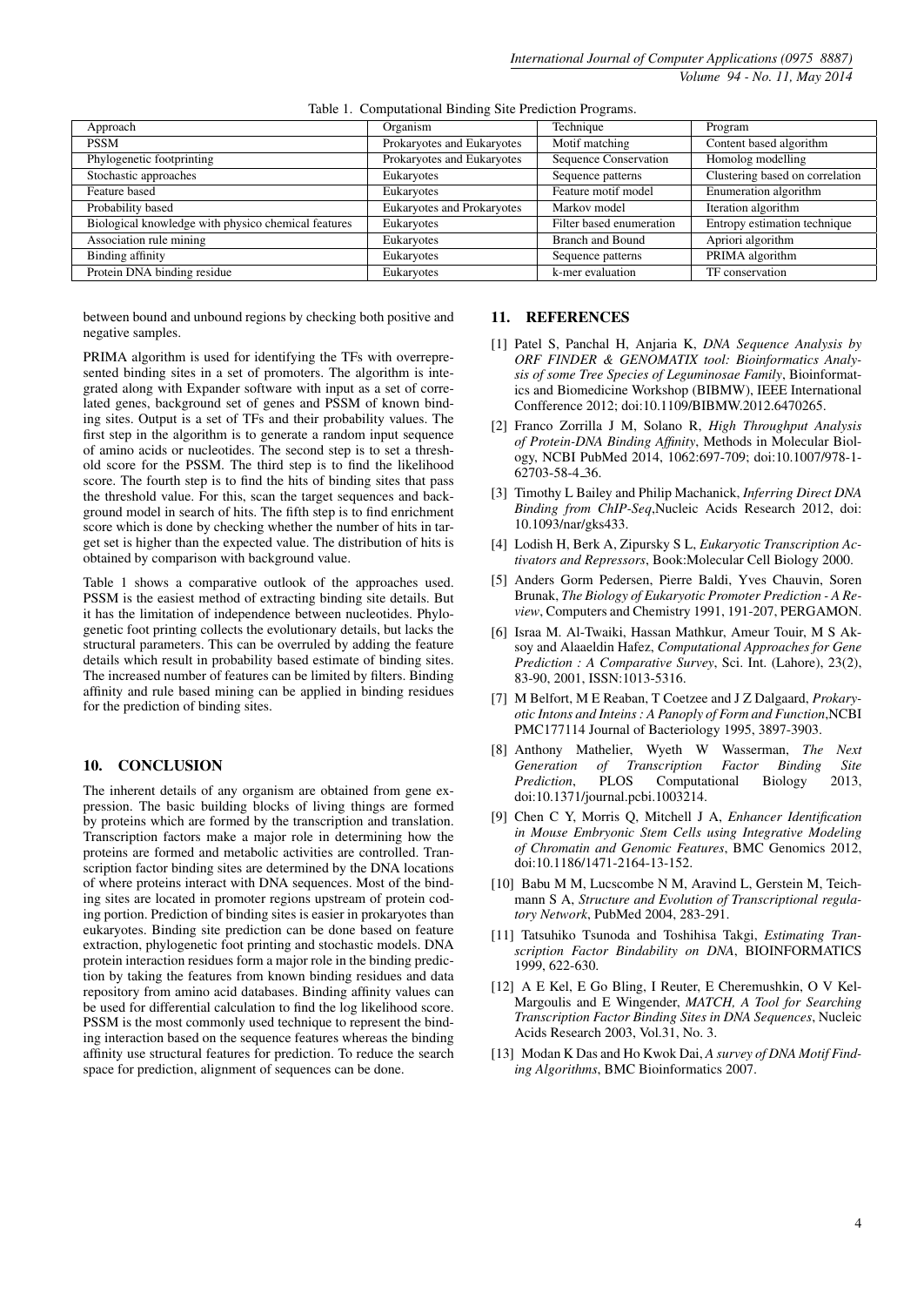Table 1. Computational Binding Site Prediction Programs.

| Approach | Organism | Technique | Program |
|---|---|---|---|
| PSSM | Prokaryotes and Eukaryotes | Motif matching | Content based algorithm |
| Phylogenetic footprinting | Prokaryotes and Eukaryotes | Sequence Conservation | Homolog modelling |
| Stochastic approaches | Eukaryotes | Sequence patterns | Clustering based on correlation |
| Feature based | Eukaryotes | Feature motif model | Enumeration algorithm |
| Probability based | Eukaryotes and Prokaryotes | Markov model | Iteration algorithm |
| Biological knowledge with physico chemical features | Eukaryotes | Filter based enumeration | Entropy estimation technique |
| Association rule mining | Eukaryotes | Branch and Bound | Apriori algorithm |
| Binding affinity | Eukaryotes | Sequence patterns | PRIMA algorithm |
| Protein DNA binding residue | Eukaryotes | k-mer evaluation | TF conservation |

between bound and unbound regions by checking both positive and negative samples.

PRIMA algorithm is used for identifying the TFs with overrepresented binding sites in a set of promoters. The algorithm is integrated along with Expander software with input as a set of correlated genes, background set of genes and PSSM of known binding sites. Output is a set of TFs and their probability values. The first step in the algorithm is to generate a random input sequence of amino acids or nucleotides. The second step is to set a threshold score for the PSSM. The third step is to find the likelihood score. The fourth step is to find the hits of binding sites that pass the threshold value. For this, scan the target sequences and background model in search of hits. The fifth step is to find enrichment score which is done by checking whether the number of hits in target set is higher than the expected value. The distribution of hits is obtained by comparison with background value.

Table 1 shows a comparative outlook of the approaches used. PSSM is the easiest method of extracting binding site details. But it has the limitation of independence between nucleotides. Phylogenetic foot printing collects the evolutionary details, but lacks the structural parameters. This can be overruled by adding the feature details which result in probability based estimate of binding sites. The increased number of features can be limited by filters. Binding affinity and rule based mining can be applied in binding residues for the prediction of binding sites.

## 10. CONCLUSION

The inherent details of any organism are obtained from gene expression. The basic building blocks of living things are formed by proteins which are formed by the transcription and translation. Transcription factors make a major role in determining how the proteins are formed and metabolic activities are controlled. Transcription factor binding sites are determined by the DNA locations of where proteins interact with DNA sequences. Most of the binding sites are located in promoter regions upstream of protein coding portion. Prediction of binding sites is easier in prokaryotes than eukaryotes. Binding site prediction can be done based on feature extraction, phylogenetic foot printing and stochastic models. DNA protein interaction residues form a major role in the binding prediction by taking the features from known binding residues and data repository from amino acid databases. Binding affinity values can be used for differential calculation to find the log likelihood score. PSSM is the most commonly used technique to represent the binding interaction based on the sequence features whereas the binding affinity use structural features for prediction. To reduce the search space for prediction, alignment of sequences can be done.

## 11. REFERENCES

[1] Patel S, Panchal H, Anjaria K, *DNA Sequence Analysis by ORF FINDER & GENOMATIX tool: Bioinformatics Analysis of some Tree Species of Leguminosae Family*, Bioinformatics and Biomedicine Workshop (BIBMW), IEEE International Confference 2012; doi:10.1109/BIBMW.2012.6470265.

[2] Franco Zorrilla J M, Solano R, *High Throughput Analysis of Protein-DNA Binding Affinity*, Methods in Molecular Biology, NCBI PubMed 2014, 1062:697-709; doi:10.1007/978-1-62703-58-4_36.

[3] Timothy L Bailey and Philip Machanick, *Inferring Direct DNA Binding from ChIP-Seq*, Nucleic Acids Research 2012, doi: 10.1093/nar/gks433.

[4] Lodish H, Berk A, Zipursky S L, *Eukaryotic Transcription Activators and Repressors*, Book:Molecular Cell Biology 2000.

[5] Anders Gorm Pedersen, Pierre Baldi, Yves Chauvin, Soren Brunak, *The Biology of Eukaryotic Promoter Prediction - A Review*, Computers and Chemistry 1991, 191-207, PERGAMON.

[6] Israa M. Al-Twaiki, Hassan Mathkur, Ameur Touir, M S Aksoy and Alaaeldin Hafez, *Computational Approaches for Gene Prediction : A Comparative Survey*, Sci. Int. (Lahore), 23(2), 83-90, 2001, ISSN:1013-5316.

[7] M Belfort, M E Reaban, T Coetzee and J Z Dalgaard, *Prokaryotic Intons and Inteins : A Panoply of Form and Function*, NCBI PMC177114 Journal of Bacteriology 1995, 3897-3903.

[8] Anthony Mathelier, Wyeth W Wasserman, *The Next Generation of Transcription Factor Binding Site Prediction*, PLOS Computational Biology 2013, doi:10.1371/journal.pcbi.1003214.

[9] Chen C Y, Morris Q, Mitchell J A, *Enhancer Identification in Mouse Embryonic Stem Cells using Integrative Modeling of Chromatin and Genomic Features*, BMC Genomics 2012, doi:10.1186/1471-2164-13-152.

[10] Babu M M, Lucscombe N M, Aravind L, Gerstein M, Teichmann S A, *Structure and Evolution of Transcriptional regulatory Network*, PubMed 2004, 283-291.

[11] Tatsuhiko Tsunoda and Toshihisa Takgi, *Estimating Transcription Factor Bindability on DNA*, BIOINFORMATICS 1999, 622-630.

[12] A E Kel, E Go Bling, I Reuter, E Cheremushkin, O V Kel-Margoulis and E Wingender, *MATCH, A Tool for Searching Transcription Factor Binding Sites in DNA Sequences*, Nucleic Acids Research 2003, Vol.31, No. 3.

[13] Modan K Das and Ho Kwok Dai, *A survey of DNA Motif Finding Algorithms*, BMC Bioinformatics 2007.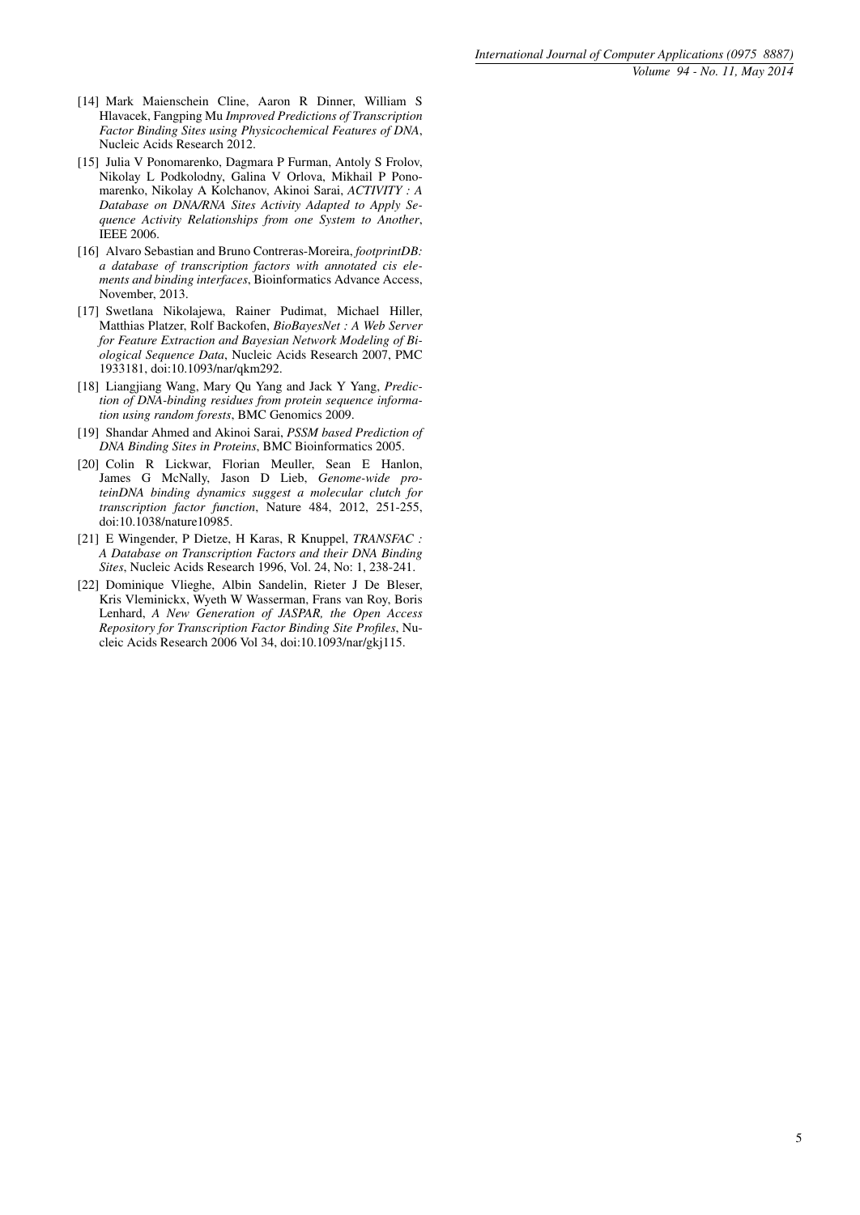[14] Mark Maienschein Cline, Aaron R Dinner, William S Hlavacek, Fangping Mu *Improved Predictions of Transcription Factor Binding Sites using Physicochemical Features of DNA*, Nucleic Acids Research 2012.

[15] Julia V Ponomarenko, Dagmara P Furman, Antoly S Frolov, Nikolay L Podkolodny, Galina V Orlova, Mikhail P Ponomarenko, Nikolay A Kolchanov, Akinoi Sarai, *ACTIVITY : A Database on DNA/RNA Sites Activity Adapted to Apply Sequence Activity Relationships from one System to Another*, IEEE 2006.

[16] Alvaro Sebastian and Bruno Contreras-Moreira, *footprintDB: a database of transcription factors with annotated cis elements and binding interfaces*, Bioinformatics Advance Access, November, 2013.

[17] Swetlana Nikolajewa, Rainer Pudimat, Michael Hiller, Matthias Platzer, Rolf Backofen, *BioBayesNet : A Web Server for Feature Extraction and Bayesian Network Modeling of Biological Sequence Data*, Nucleic Acids Research 2007, PMC 1933181, doi:10.1093/nar/qkm292.

[18] Liangjiang Wang, Mary Qu Yang and Jack Y Yang, *Prediction of DNA-binding residues from protein sequence information using random forests*, BMC Genomics 2009.

[19] Shandar Ahmed and Akinoi Sarai, *PSSM based Prediction of DNA Binding Sites in Proteins*, BMC Bioinformatics 2005.

[20] Colin R Lickwar, Florian Meuller, Sean E Hanlon, James G McNally, Jason D Lieb, *Genome-wide proteinDNA binding dynamics suggest a molecular clutch for transcription factor function*, Nature 484, 2012, 251-255, doi:10.1038/nature10985.

[21] E Wingender, P Dietze, H Karas, R Knuppel, *TRANSFAC : A Database on Transcription Factors and their DNA Binding Sites*, Nucleic Acids Research 1996, Vol. 24, No: 1, 238-241.

[22] Dominique Vlieghe, Albin Sandelin, Rieter J De Bleser, Kris Vleminickx, Wyeth W Wasserman, Frans van Roy, Boris Lenhard, *A New Generation of JASPAR, the Open Access Repository for Transcription Factor Binding Site Profiles*, Nucleic Acids Research 2006 Vol 34, doi:10.1093/nar/gkj115.